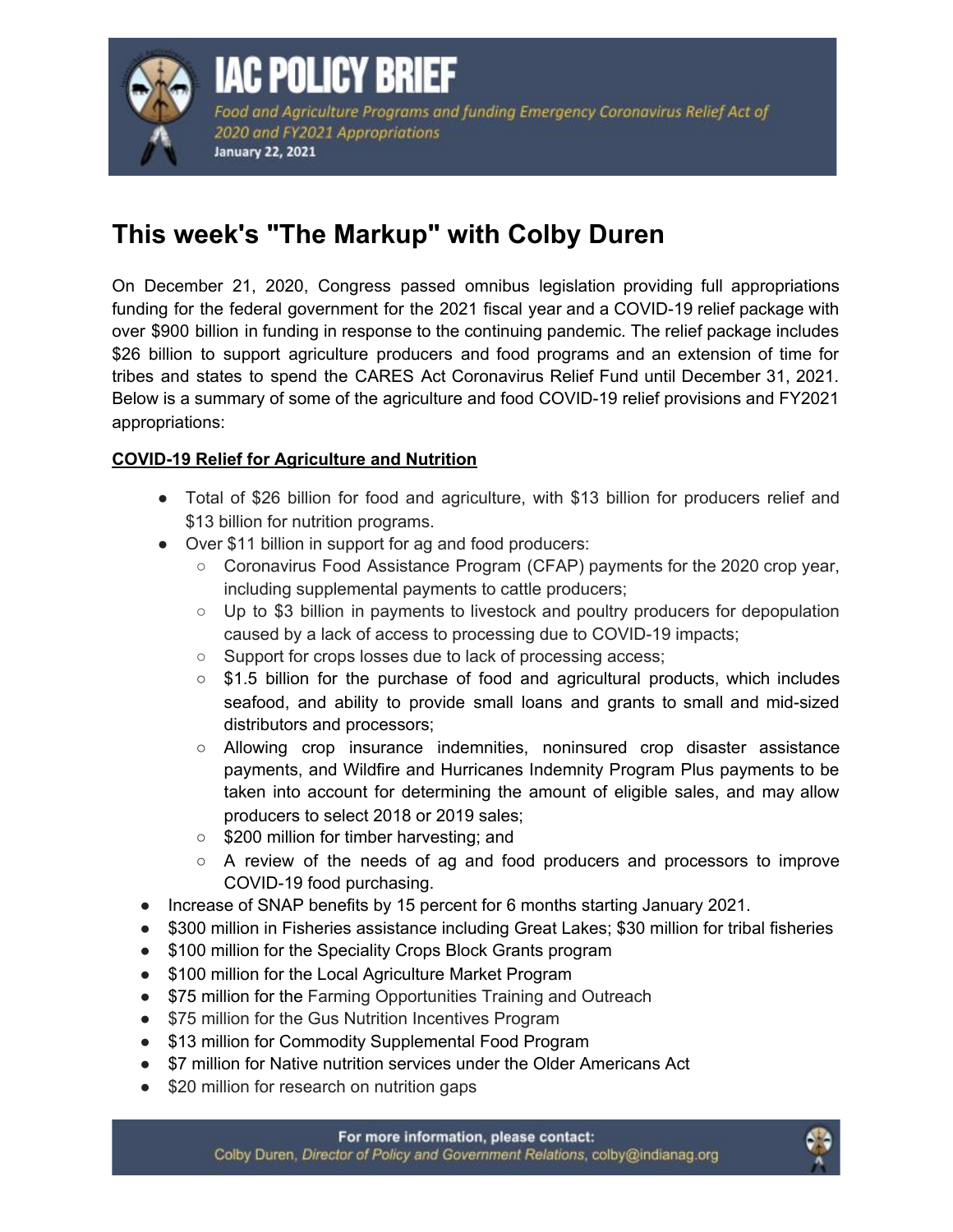# IAC POLICY BRIEF

*Food and Agriculture Programs and funding Emergency Coronavirus Relief Act of 2020 and FY2021 Appropriations*

**January 22, 2021**

## This week's "The Markup" with Colby Duren

On December 21, 2020, Congress passed omnibus legislation providing full appropriations funding for the federal government for the 2021 fiscal year and a COVID-19 relief package with over $900 billion in funding in response to the continuing pandemic. The relief package includes $26 billion to support agriculture producers and food programs and an extension of time for tribes and states to spend the CARES Act Coronavirus Relief Fund until December 31, 2021. Below is a summary of some of the agriculture and food COVID-19 relief provisions and FY2021 appropriations:

**COVID-19 Relief for Agriculture and Nutrition**

- Total of $26 billion for food and agriculture, with $13 billion for producers relief and $13 billion for nutrition programs.
- Over $11 billion in support for ag and food producers:
  - Coronavirus Food Assistance Program (CFAP) payments for the 2020 crop year, including supplemental payments to cattle producers;
  - Up to $3 billion in payments to livestock and poultry producers for depopulation caused by a lack of access to processing due to COVID-19 impacts;
  - Support for crops losses due to lack of processing access;
  - $1.5 billion for the purchase of food and agricultural products, which includes seafood, and ability to provide small loans and grants to small and mid-sized distributors and processors;
  - Allowing crop insurance indemnities, noninsured crop disaster assistance payments, and Wildfire and Hurricanes Indemnity Program Plus payments to be taken into account for determining the amount of eligible sales, and may allow producers to select 2018 or 2019 sales;
  - $200 million for timber harvesting; and
  - A review of the needs of ag and food producers and processors to improve COVID-19 food purchasing.
- Increase of SNAP benefits by 15 percent for 6 months starting January 2021.
- $300 million in Fisheries assistance including Great Lakes; $30 million for tribal fisheries
- $100 million for the Speciality Crops Block Grants program
- $100 million for the Local Agriculture Market Program
- $75 million for the Farming Opportunities Training and Outreach
- $75 million for the Gus Nutrition Incentives Program
- $13 million for Commodity Supplemental Food Program
- $7 million for Native nutrition services under the Older Americans Act
- $20 million for research on nutrition gaps

For more information, please contact:
Colby Duren, *Director of Policy and Government Relations*, colby@indianag.org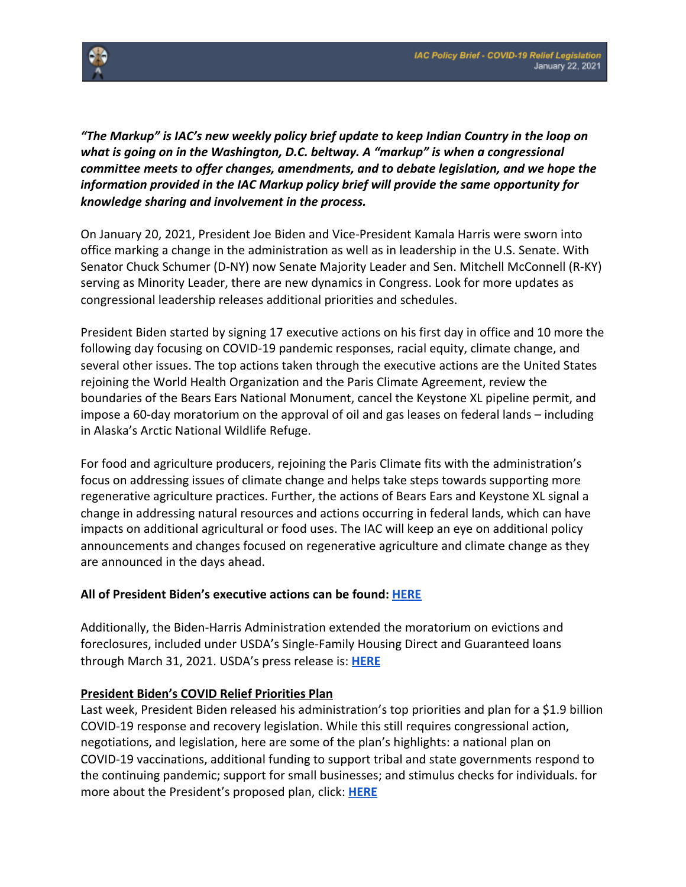***"The Markup" is IAC's new weekly policy brief update to keep Indian Country in the loop on what is going on in the Washington, D.C. beltway. A "markup" is when a congressional committee meets to offer changes, amendments, and to debate legislation, and we hope the information provided in the IAC Markup policy brief will provide the same opportunity for knowledge sharing and involvement in the process.***

On January 20, 2021, President Joe Biden and Vice-President Kamala Harris were sworn into office marking a change in the administration as well as in leadership in the U.S. Senate. With Senator Chuck Schumer (D-NY) now Senate Majority Leader and Sen. Mitchell McConnell (R-KY) serving as Minority Leader, there are new dynamics in Congress. Look for more updates as congressional leadership releases additional priorities and schedules.

President Biden started by signing 17 executive actions on his first day in office and 10 more the following day focusing on COVID-19 pandemic responses, racial equity, climate change, and several other issues. The top actions taken through the executive actions are the United States rejoining the World Health Organization and the Paris Climate Agreement, review the boundaries of the Bears Ears National Monument, cancel the Keystone XL pipeline permit, and impose a 60-day moratorium on the approval of oil and gas leases on federal lands – including in Alaska's Arctic National Wildlife Refuge.

For food and agriculture producers, rejoining the Paris Climate fits with the administration's focus on addressing issues of climate change and helps take steps towards supporting more regenerative agriculture practices. Further, the actions of Bears Ears and Keystone XL signal a change in addressing natural resources and actions occurring in federal lands, which can have impacts on additional agricultural or food uses. The IAC will keep an eye on additional policy announcements and changes focused on regenerative agriculture and climate change as they are announced in the days ahead.

**All of President Biden's executive actions can be found: HERE**

Additionally, the Biden-Harris Administration extended the moratorium on evictions and foreclosures, included under USDA's Single-Family Housing Direct and Guaranteed loans through March 31, 2021. USDA's press release is: **HERE**

**President Biden's COVID Relief Priorities Plan**

Last week, President Biden released his administration's top priorities and plan for a $1.9 billion COVID-19 response and recovery legislation. While this still requires congressional action, negotiations, and legislation, here are some of the plan's highlights: a national plan on COVID-19 vaccinations, additional funding to support tribal and state governments respond to the continuing pandemic; support for small businesses; and stimulus checks for individuals. for more about the President's proposed plan, click: **HERE**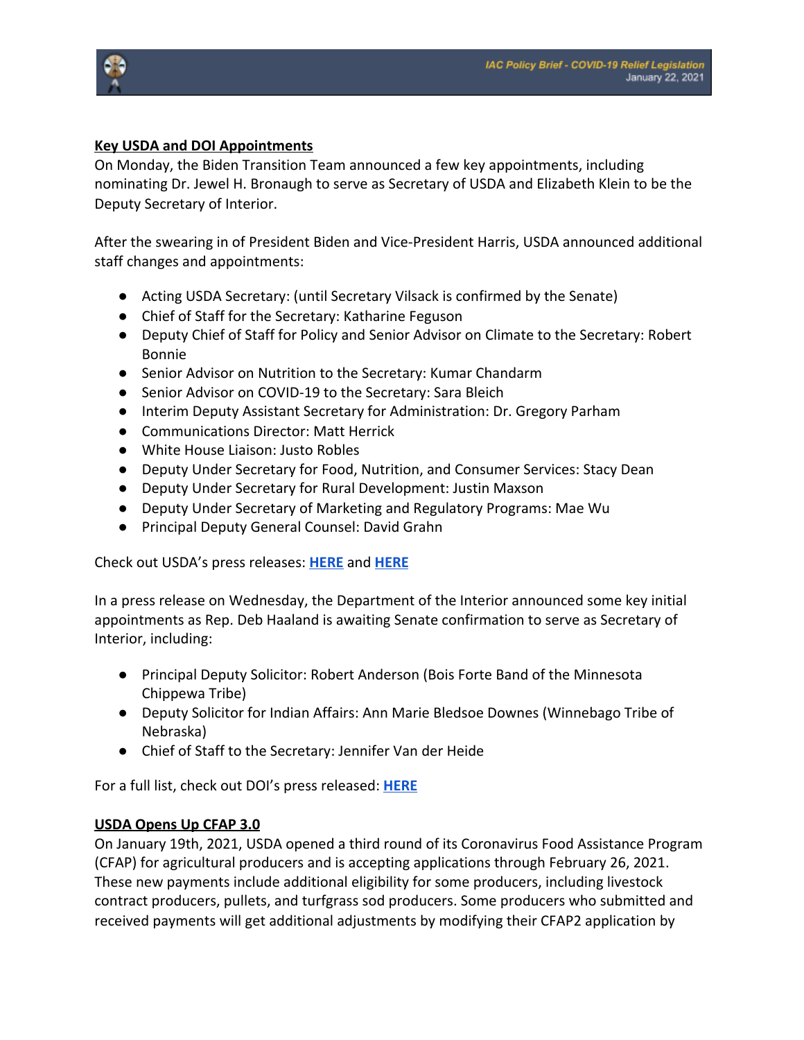**Key USDA and DOI Appointments**

On Monday, the Biden Transition Team announced a few key appointments, including nominating Dr. Jewel H. Bronaugh to serve as Secretary of USDA and Elizabeth Klein to be the Deputy Secretary of Interior.

After the swearing in of President Biden and Vice-President Harris, USDA announced additional staff changes and appointments:

- Acting USDA Secretary: (until Secretary Vilsack is confirmed by the Senate)
- Chief of Staff for the Secretary: Katharine Feguson
- Deputy Chief of Staff for Policy and Senior Advisor on Climate to the Secretary: Robert Bonnie
- Senior Advisor on Nutrition to the Secretary: Kumar Chandarm
- Senior Advisor on COVID-19 to the Secretary: Sara Bleich
- Interim Deputy Assistant Secretary for Administration: Dr. Gregory Parham
- Communications Director: Matt Herrick
- White House Liaison: Justo Robles
- Deputy Under Secretary for Food, Nutrition, and Consumer Services: Stacy Dean
- Deputy Under Secretary for Rural Development: Justin Maxson
- Deputy Under Secretary of Marketing and Regulatory Programs: Mae Wu
- Principal Deputy General Counsel: David Grahn

Check out USDA's press releases: **HERE** and **HERE**

In a press release on Wednesday, the Department of the Interior announced some key initial appointments as Rep. Deb Haaland is awaiting Senate confirmation to serve as Secretary of Interior, including:

- Principal Deputy Solicitor: Robert Anderson (Bois Forte Band of the Minnesota Chippewa Tribe)
- Deputy Solicitor for Indian Affairs: Ann Marie Bledsoe Downes (Winnebago Tribe of Nebraska)
- Chief of Staff to the Secretary: Jennifer Van der Heide

For a full list, check out DOI's press released: **HERE**

**USDA Opens Up CFAP 3.0**

On January 19th, 2021, USDA opened a third round of its Coronavirus Food Assistance Program (CFAP) for agricultural producers and is accepting applications through February 26, 2021. These new payments include additional eligibility for some producers, including livestock contract producers, pullets, and turfgrass sod producers. Some producers who submitted and received payments will get additional adjustments by modifying their CFAP2 application by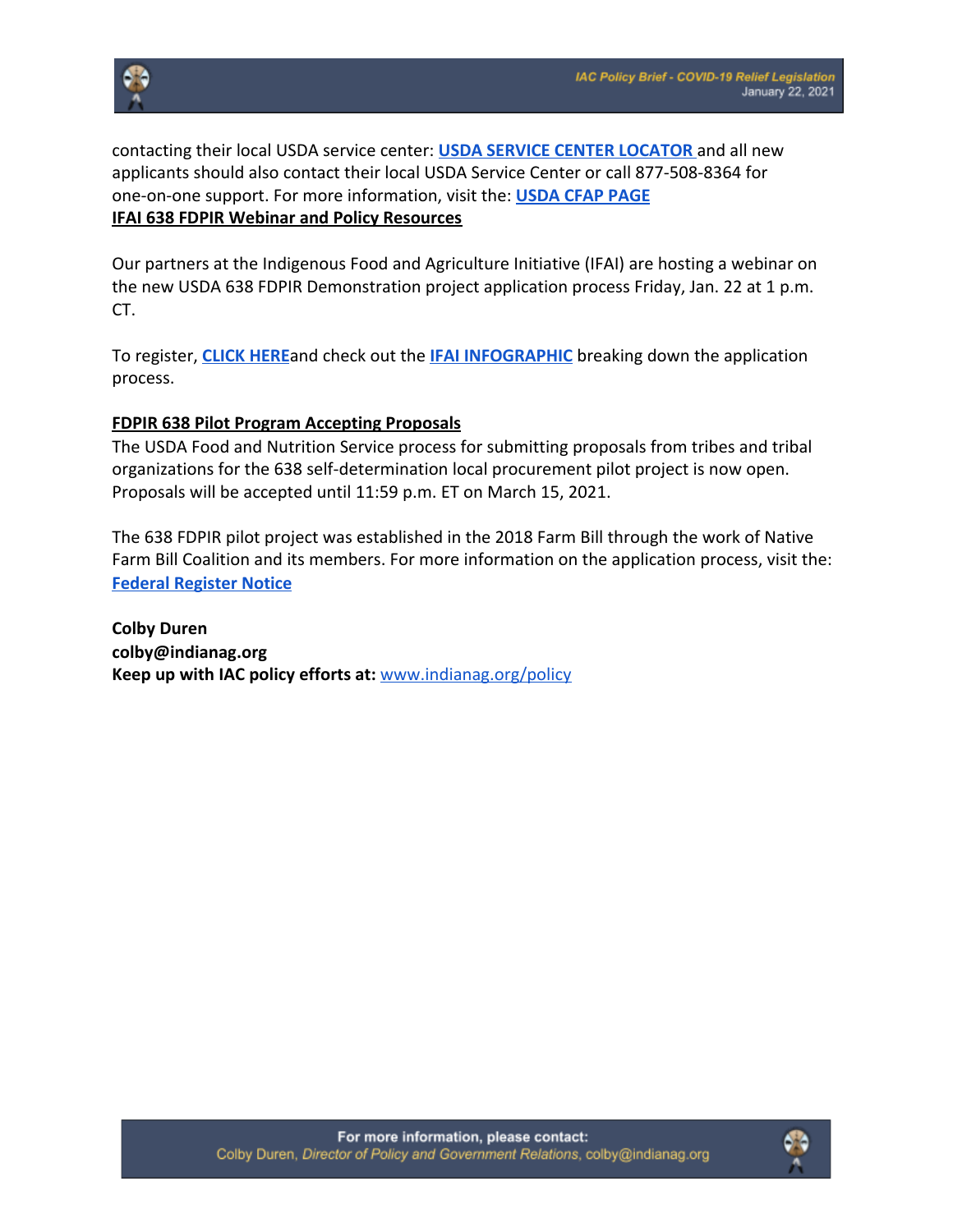contacting their local USDA service center: **USDA SERVICE CENTER LOCATOR** and all new applicants should also contact their local USDA Service Center or call 877-508-8364 for one-on-one support. For more information, visit the: **USDA CFAP PAGE**

**IFAI 638 FDPIR Webinar and Policy Resources**

Our partners at the Indigenous Food and Agriculture Initiative (IFAI) are hosting a webinar on the new USDA 638 FDPIR Demonstration project application process Friday, Jan. 22 at 1 p.m. CT.

To register, **CLICK HERE**and check out the **IFAI INFOGRAPHIC** breaking down the application process.

**FDPIR 638 Pilot Program Accepting Proposals**

The USDA Food and Nutrition Service process for submitting proposals from tribes and tribal organizations for the 638 self-determination local procurement pilot project is now open. Proposals will be accepted until 11:59 p.m. ET on March 15, 2021.

The 638 FDPIR pilot project was established in the 2018 Farm Bill through the work of Native Farm Bill Coalition and its members. For more information on the application process, visit the: **Federal Register Notice**

**Colby Duren**
**colby@indianag.org**
**Keep up with IAC policy efforts at:** www.indianag.org/policy